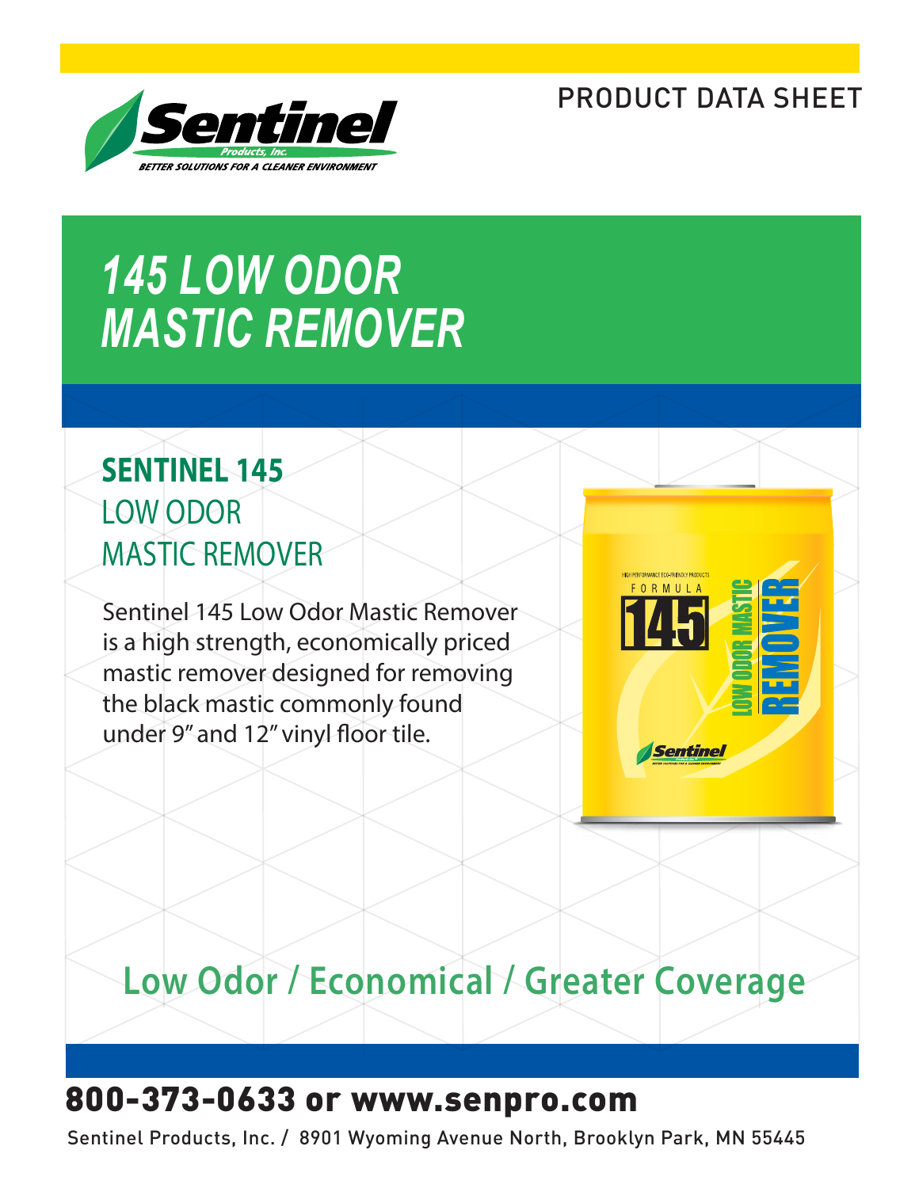PRODUCT DATA SHEET

# 145 LOW ODOR MASTIC REMOVER

## SENTINEL 145 LOW ODOR MASTIC REMOVER

Sentinel 145 Low Odor Mastic Remover is a high strength, economically priced mastic remover designed for removing the black mastic commonly found under 9" and 12" vinyl floor tile.

## Low Odor / Economical / Greater Coverage

**800-373-0633 or www.senpro.com**

Sentinel Products, Inc. / 8901 Wyoming Avenue North, Brooklyn Park, MN 55445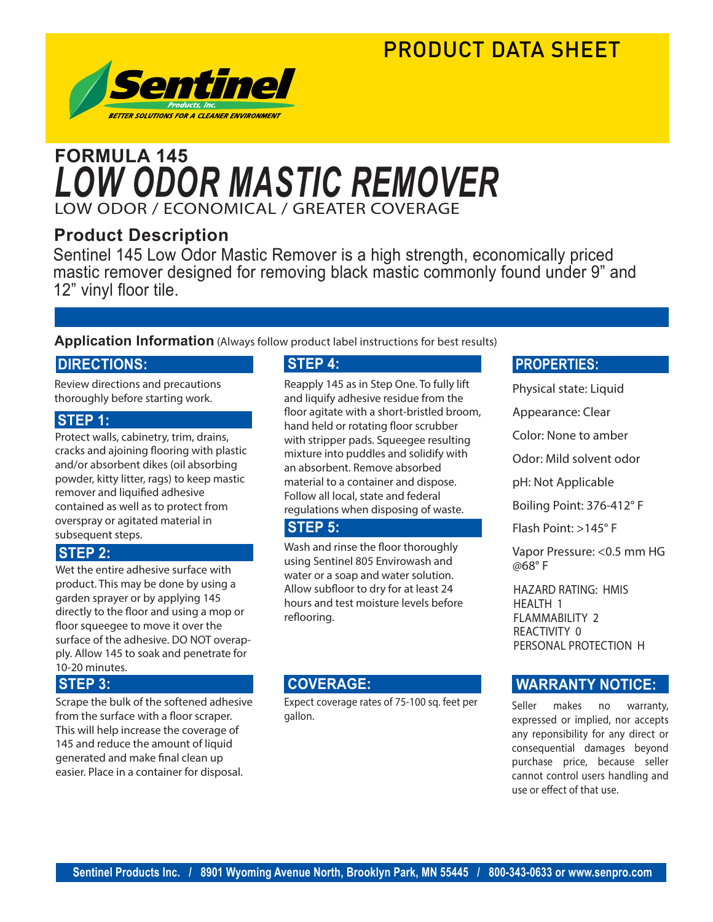PRODUCT DATA SHEET

Sentinel Products, Inc.
BETTER SOLUTIONS FOR A CLEANER ENVIRONMENT

# FORMULA 145
# *LOW ODOR MASTIC REMOVER*

LOW ODOR / ECONOMICAL / GREATER COVERAGE

## Product Description

Sentinel 145 Low Odor Mastic Remover is a high strength, economically priced mastic remover designed for removing black mastic commonly found under 9" and 12" vinyl floor tile.

## Application Information (Always follow product label instructions for best results)

### DIRECTIONS:

Review directions and precautions thoroughly before starting work.

### STEP 1:

Protect walls, cabinetry, trim, drains, cracks and ajoining flooring with plastic and/or absorbent dikes (oil absorbing powder, kitty litter, rags) to keep mastic remover and liquified adhesive contained as well as to protect from overspray or agitated material in subsequent steps.

### STEP 2:

Wet the entire adhesive surface with product. This may be done by using a garden sprayer or by applying 145 directly to the floor and using a mop or floor squeegee to move it over the surface of the adhesive. DO NOT overapply. Allow 145 to soak and penetrate for 10-20 minutes.

### STEP 3:

Scrape the bulk of the softened adhesive from the surface with a floor scraper. This will help increase the coverage of 145 and reduce the amount of liquid generated and make final clean up easier. Place in a container for disposal.

### STEP 4:

Reapply 145 as in Step One. To fully lift and liquify adhesive residue from the floor agitate with a short-bristled broom, hand held or rotating floor scrubber with stripper pads. Squeegee resulting mixture into puddles and solidify with an absorbent. Remove absorbed material to a container and dispose. Follow all local, state and federal regulations when disposing of waste.

### STEP 5:

Wash and rinse the floor thoroughly using Sentinel 805 Envirowash and water or a soap and water solution. Allow subfloor to dry for at least 24 hours and test moisture levels before reflooring.

### COVERAGE:

Expect coverage rates of 75-100 sq. feet per gallon.

### PROPERTIES:

Physical state: Liquid

Appearance: Clear

Color: None to amber

Odor: Mild solvent odor

pH: Not Applicable

Boiling Point: 376-412° F

Flash Point: >145° F

Vapor Pressure: <0.5 mm HG @68° F

HAZARD RATING: HMIS
HEALTH 1
FLAMMABILITY 2
REACTIVITY 0
PERSONAL PROTECTION H

### WARRANTY NOTICE:

Seller makes no warranty, expressed or implied, nor accepts any reponsibility for any direct or consequential damages beyond purchase price, because seller cannot control users handling and use or effect of that use.

**Sentinel Products Inc. / 8901 Wyoming Avenue North, Brooklyn Park, MN 55445 / 800-343-0633 or www.senpro.com**